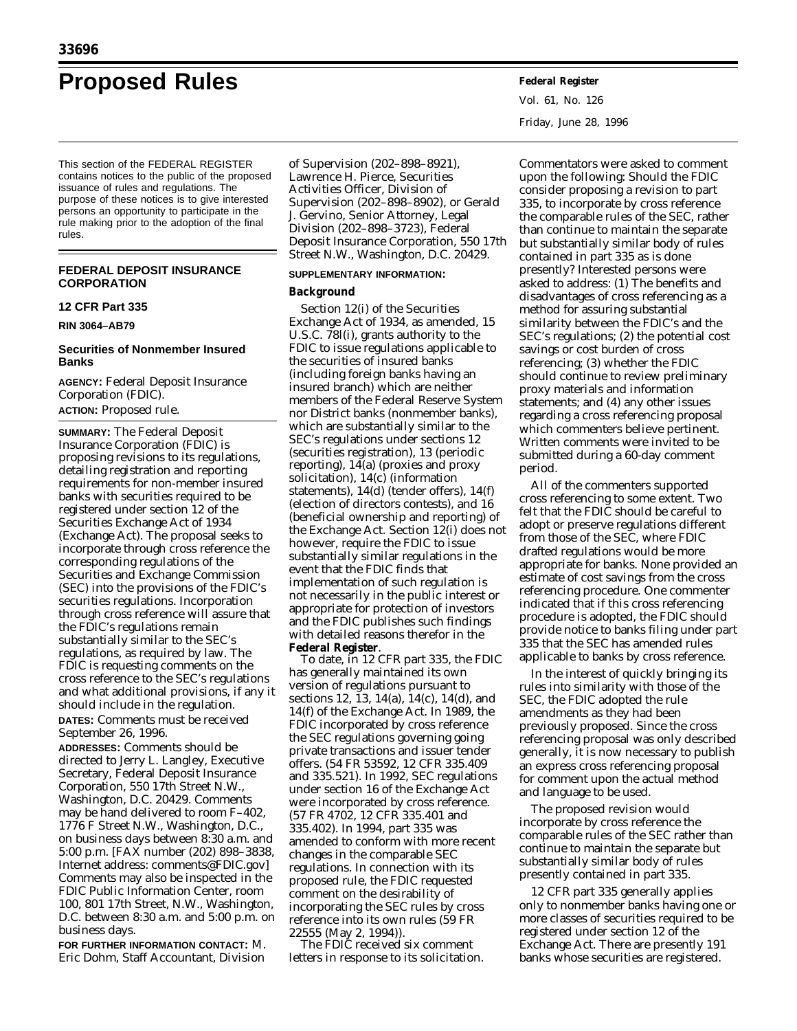# Proposed Rules

This section of the FEDERAL REGISTER contains notices to the public of the proposed issuance of rules and regulations. The purpose of these notices is to give interested persons an opportunity to participate in the rule making prior to the adoption of the final rules.

## FEDERAL DEPOSIT INSURANCE CORPORATION

### 12 CFR Part 335

**RIN 3064–AB79**

### Securities of Nonmember Insured Banks

**AGENCY:** Federal Deposit Insurance Corporation (FDIC).

**ACTION:** Proposed rule.

**SUMMARY:** The Federal Deposit Insurance Corporation (FDIC) is proposing revisions to its regulations, detailing registration and reporting requirements for non-member insured banks with securities required to be registered under section 12 of the Securities Exchange Act of 1934 (Exchange Act). The proposal seeks to incorporate through cross reference the corresponding regulations of the Securities and Exchange Commission (SEC) into the provisions of the FDIC's securities regulations. Incorporation through cross reference will assure that the FDIC's regulations remain substantially similar to the SEC's regulations, as required by law. The FDIC is requesting comments on the cross reference to the SEC's regulations and what additional provisions, if any it should include in the regulation.

**DATES:** Comments must be received September 26, 1996.

**ADDRESSES:** Comments should be directed to Jerry L. Langley, Executive Secretary, Federal Deposit Insurance Corporation, 550 17th Street N.W., Washington, D.C. 20429. Comments may be hand delivered to room F–402, 1776 F Street N.W., Washington, D.C., on business days between 8:30 a.m. and 5:00 p.m. [FAX number (202) 898–3838, Internet address: comments@FDIC.gov] Comments may also be inspected in the FDIC Public Information Center, room 100, 801 17th Street, N.W., Washington, D.C. between 8:30 a.m. and 5:00 p.m. on business days.

**FOR FURTHER INFORMATION CONTACT:** M. Eric Dohm, Staff Accountant, Division of Supervision (202–898–8921), Lawrence H. Pierce, Securities Activities Officer, Division of Supervision (202–898–8902), or Gerald J. Gervino, Senior Attorney, Legal Division (202–898–3723), Federal Deposit Insurance Corporation, 550 17th Street N.W., Washington, D.C. 20429.

**SUPPLEMENTARY INFORMATION:**

**Background**

Section 12(i) of the Securities Exchange Act of 1934, as amended, 15 U.S.C. 78l(i), grants authority to the FDIC to issue regulations applicable to the securities of insured banks (including foreign banks having an insured branch) which are neither members of the Federal Reserve System nor District banks (nonmember banks), which are substantially similar to the SEC's regulations under sections 12 (securities registration), 13 (periodic reporting), 14(a) (proxies and proxy solicitation), 14(c) (information statements), 14(d) (tender offers), 14(f) (election of directors contests), and 16 (beneficial ownership and reporting) of the Exchange Act. Section 12(i) does not however, require the FDIC to issue substantially similar regulations in the event that the FDIC finds that implementation of such regulation is not necessarily in the public interest or appropriate for protection of investors and the FDIC publishes such findings with detailed reasons therefor in the **Federal Register**.

To date, in 12 CFR part 335, the FDIC has generally maintained its own version of regulations pursuant to sections 12, 13, 14(a), 14(c), 14(d), and 14(f) of the Exchange Act. In 1989, the FDIC incorporated by cross reference the SEC regulations governing going private transactions and issuer tender offers. (54 FR 53592, 12 CFR 335.409 and 335.521). In 1992, SEC regulations under section 16 of the Exchange Act were incorporated by cross reference. (57 FR 4702, 12 CFR 335.401 and 335.402). In 1994, part 335 was amended to conform with more recent changes in the comparable SEC regulations. In connection with its proposed rule, the FDIC requested comment on the desirability of incorporating the SEC rules by cross reference into its own rules (59 FR 22555 (May 2, 1994)).

The FDIC received six comment letters in response to its solicitation. Commentators were asked to comment upon the following: Should the FDIC consider proposing a revision to part 335, to incorporate by cross reference the comparable rules of the SEC, rather than continue to maintain the separate but substantially similar body of rules contained in part 335 as is done presently? Interested persons were asked to address: (1) The benefits and disadvantages of cross referencing as a method for assuring substantial similarity between the FDIC's and the SEC's regulations; (2) the potential cost savings or cost burden of cross referencing; (3) whether the FDIC should continue to review preliminary proxy materials and information statements; and (4) any other issues regarding a cross referencing proposal which commenters believe pertinent. Written comments were invited to be submitted during a 60-day comment period.

All of the commenters supported cross referencing to some extent. Two felt that the FDIC should be careful to adopt or preserve regulations different from those of the SEC, where FDIC drafted regulations would be more appropriate for banks. None provided an estimate of cost savings from the cross referencing procedure. One commenter indicated that if this cross referencing procedure is adopted, the FDIC should provide notice to banks filing under part 335 that the SEC has amended rules applicable to banks by cross reference.

In the interest of quickly bringing its rules into similarity with those of the SEC, the FDIC adopted the rule amendments as they had been previously proposed. Since the cross referencing proposal was only described generally, it is now necessary to publish an express cross referencing proposal for comment upon the actual method and language to be used.

The proposed revision would incorporate by cross reference the comparable rules of the SEC rather than continue to maintain the separate but substantially similar body of rules presently contained in part 335.

12 CFR part 335 generally applies only to nonmember banks having one or more classes of securities required to be registered under section 12 of the Exchange Act. There are presently 191 banks whose securities are registered.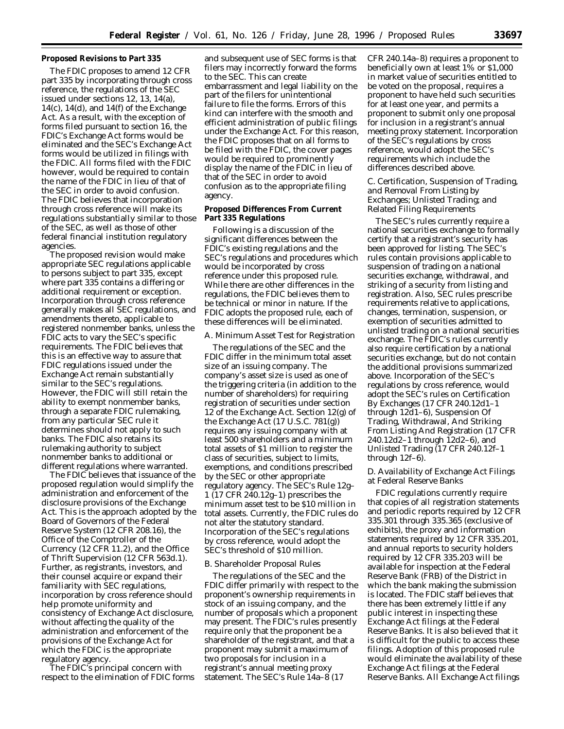**Proposed Revisions to Part 335**

The FDIC proposes to amend 12 CFR part 335 by incorporating through cross reference, the regulations of the SEC issued under sections 12, 13, 14(a), 14(c), 14(d), and 14(f) of the Exchange Act. As a result, with the exception of forms filed pursuant to section 16, the FDIC's Exchange Act forms would be eliminated and the SEC's Exchange Act forms would be utilized in filings with the FDIC. All forms filed with the FDIC however, would be required to contain the name of the FDIC in lieu of that of the SEC in order to avoid confusion. The FDIC believes that incorporation through cross reference will make its regulations substantially similar to those of the SEC, as well as those of other federal financial institution regulatory agencies.

The proposed revision would make appropriate SEC regulations applicable to persons subject to part 335, except where part 335 contains a differing or additional requirement or exception. Incorporation through cross reference generally makes all SEC regulations, and amendments thereto, applicable to registered nonmember banks, unless the FDIC acts to vary the SEC's specific requirements. The FDIC believes that this is an effective way to assure that FDIC regulations issued under the Exchange Act remain substantially similar to the SEC's regulations. However, the FDIC will still retain the ability to exempt nonmember banks, through a separate FDIC rulemaking, from any particular SEC rule it determines should not apply to such banks. The FDIC also retains its rulemaking authority to subject nonmember banks to additional or different regulations where warranted.

The FDIC believes that issuance of the proposed regulation would simplify the administration and enforcement of the disclosure provisions of the Exchange Act. This is the approach adopted by the Board of Governors of the Federal Reserve System (12 CFR 208.16), the Office of the Comptroller of the Currency (12 CFR 11.2), and the Office of Thrift Supervision (12 CFR 563d.1). Further, as registrants, investors, and their counsel acquire or expand their familiarity with SEC regulations, incorporation by cross reference should help promote uniformity and consistency of Exchange Act disclosure, without affecting the quality of the administration and enforcement of the provisions of the Exchange Act for which the FDIC is the appropriate regulatory agency.

The FDIC's principal concern with respect to the elimination of FDIC forms and subsequent use of SEC forms is that filers may incorrectly forward the forms to the SEC. This can create embarrassment and legal liability on the part of the filers for unintentional failure to file the forms. Errors of this kind can interfere with the smooth and efficient administration of public filings under the Exchange Act. For this reason, the FDIC proposes that on all forms to be filed with the FDIC, the cover pages would be required to prominently display the name of the FDIC in lieu of that of the SEC in order to avoid confusion as to the appropriate filing agency.

**Proposed Differences From Current Part 335 Regulations**

Following is a discussion of the significant differences between the FDIC's existing regulations and the SEC's regulations and procedures which would be incorporated by cross reference under this proposed rule. While there are other differences in the regulations, the FDIC believes them to be technical or minor in nature. If the FDIC adopts the proposed rule, each of these differences will be eliminated.

*A. Minimum Asset Test for Registration*

The regulations of the SEC and the FDIC differ in the minimum total asset size of an issuing company. The company's asset size is used as one of the triggering criteria (in addition to the number of shareholders) for requiring registration of securities under section 12 of the Exchange Act. Section 12(g) of the Exchange Act (17 U.S.C. 781(g)) requires any issuing company with at least 500 shareholders and a minimum total assets of $1 million to register the class of securities, subject to limits, exemptions, and conditions prescribed by the SEC or other appropriate regulatory agency. The SEC's Rule 12g–1 (17 CFR 240.12g–1) prescribes the minimum asset test to be $10 million in total assets. Currently, the FDIC rules do not alter the statutory standard. Incorporation of the SEC's regulations by cross reference, would adopt the SEC's threshold of $10 million.

*B. Shareholder Proposal Rules*

The regulations of the SEC and the FDIC differ primarily with respect to the proponent's ownership requirements in stock of an issuing company, and the number of proposals which a proponent may present. The FDIC's rules presently require only that the proponent be a shareholder of the registrant, and that a proponent may submit a maximum of two proposals for inclusion in a registrant's annual meeting proxy statement. The SEC's Rule 14a–8 (17 CFR 240.14a–8) requires a proponent to beneficially own at least 1% or $1,000 in market value of securities entitled to be voted on the proposal, requires a proponent to have held such securities for at least one year, and permits a proponent to submit only one proposal for inclusion in a registrant's annual meeting proxy statement. Incorporation of the SEC's regulations by cross reference, would adopt the SEC's requirements which include the differences described above.

*C. Certification, Suspension of Trading, and Removal From Listing by Exchanges; Unlisted Trading; and Related Filing Requirements*

The SEC's rules currently require a national securities exchange to formally certify that a registrant's security has been approved for listing. The SEC's rules contain provisions applicable to suspension of trading on a national securities exchange, withdrawal, and striking of a security from listing and registration. Also, SEC rules prescribe requirements relative to applications, changes, termination, suspension, or exemption of securities admitted to unlisted trading on a national securities exchange. The FDIC's rules currently also require certification by a national securities exchange, but do not contain the additional provisions summarized above. Incorporation of the SEC's regulations by cross reference, would adopt the SEC's rules on Certification By Exchanges (17 CFR 240.12d1–1 through 12d1–6), Suspension Of Trading, Withdrawal, And Striking From Listing And Registration (17 CFR 240.12d2–1 through 12d2–6), and Unlisted Trading (17 CFR 240.12f–1 through 12f–6).

*D. Availability of Exchange Act Filings at Federal Reserve Banks*

FDIC regulations currently require that copies of all registration statements and periodic reports required by 12 CFR 335.301 through 335.365 (exclusive of exhibits), the proxy and information statements required by 12 CFR 335.201, and annual reports to security holders required by 12 CFR 335.203 will be available for inspection at the Federal Reserve Bank (FRB) of the District in which the bank making the submission is located. The FDIC staff believes that there has been extremely little if any public interest in inspecting these Exchange Act filings at the Federal Reserve Banks. It is also believed that it is difficult for the public to access these filings. Adoption of this proposed rule would eliminate the availability of these Exchange Act filings at the Federal Reserve Banks. All Exchange Act filings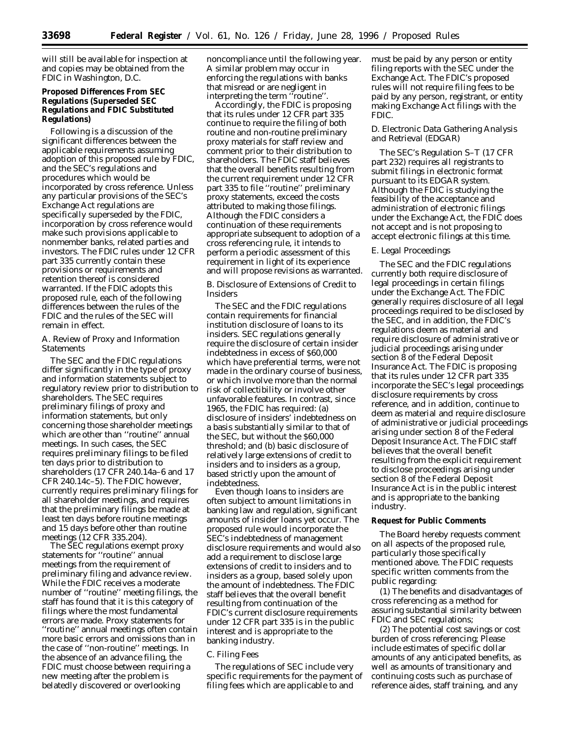will still be available for inspection at and copies may be obtained from the FDIC in Washington, D.C.

**Proposed Differences From SEC Regulations (Superseded SEC Regulations and FDIC Substituted Regulations)**

Following is a discussion of the significant differences between the applicable requirements assuming adoption of this proposed rule by FDIC, and the SEC's regulations and procedures which would be incorporated by cross reference. Unless any particular provisions of the SEC's Exchange Act regulations are specifically superseded by the FDIC, incorporation by cross reference would make such provisions applicable to nonmember banks, related parties and investors. The FDIC rules under 12 CFR part 335 currently contain these provisions or requirements and retention thereof is considered warranted. If the FDIC adopts this proposed rule, each of the following differences between the rules of the FDIC and the rules of the SEC will remain in effect.

*A. Review of Proxy and Information Statements*

The SEC and the FDIC regulations differ significantly in the type of proxy and information statements subject to regulatory review prior to distribution to shareholders. The SEC requires preliminary filings of proxy and information statements, but only concerning those shareholder meetings which are other than ''routine'' annual meetings. In such cases, the SEC requires preliminary filings to be filed ten days prior to distribution to shareholders (17 CFR 240.14a–6 and 17 CFR 240.14c–5). The FDIC however, currently requires preliminary filings for all shareholder meetings, and requires that the preliminary filings be made at least ten days before routine meetings and 15 days before other than routine meetings (12 CFR 335.204).

The SEC regulations exempt proxy statements for ''routine'' annual meetings from the requirement of preliminary filing and advance review. While the FDIC receives a moderate number of ''routine'' meeting filings, the staff has found that it is this category of filings where the most fundamental errors are made. Proxy statements for ''routine'' annual meetings often contain more basic errors and omissions than in the case of ''non-routine'' meetings. In the absence of an advance filing, the FDIC must choose between requiring a new meeting after the problem is belatedly discovered or overlooking noncompliance until the following year. A similar problem may occur in enforcing the regulations with banks that misread or are negligent in interpreting the term ''routine''.

Accordingly, the FDIC is proposing that its rules under 12 CFR part 335 continue to require the filing of both routine and non-routine preliminary proxy materials for staff review and comment prior to their distribution to shareholders. The FDIC staff believes that the overall benefits resulting from the current requirement under 12 CFR part 335 to file ''routine'' preliminary proxy statements, exceed the costs attributed to making those filings. Although the FDIC considers a continuation of these requirements appropriate subsequent to adoption of a cross referencing rule, it intends to perform a periodic assessment of this requirement in light of its experience and will propose revisions as warranted.

*B. Disclosure of Extensions of Credit to Insiders*

The SEC and the FDIC regulations contain requirements for financial institution disclosure of loans to its insiders. SEC regulations generally require the disclosure of certain insider indebtedness in excess of $60,000 which have preferential terms, were not made in the ordinary course of business, or which involve more than the normal risk of collectibility or involve other unfavorable features. In contrast, since 1965, the FDIC has required: (a) disclosure of insiders' indebtedness on a basis substantially similar to that of the SEC, but without the $60,000 threshold; and (b) basic disclosure of relatively large extensions of credit to insiders and to insiders as a group, based strictly upon the amount of indebtedness.

Even though loans to insiders are often subject to amount limitations in banking law and regulation, significant amounts of insider loans yet occur. The proposed rule would incorporate the SEC's indebtedness of management disclosure requirements and would also add a requirement to disclose large extensions of credit to insiders and to insiders as a group, based solely upon the amount of indebtedness. The FDIC staff believes that the overall benefit resulting from continuation of the FDIC's current disclosure requirements under 12 CFR part 335 is in the public interest and is appropriate to the banking industry.

*C. Filing Fees*

The regulations of SEC include very specific requirements for the payment of filing fees which are applicable to and must be paid by any person or entity filing reports with the SEC under the Exchange Act. The FDIC's proposed rules will not require filing fees to be paid by any person, registrant, or entity making Exchange Act filings with the FDIC.

*D. Electronic Data Gathering Analysis and Retrieval (EDGAR)*

The SEC's Regulation S–T (17 CFR part 232) requires all registrants to submit filings in electronic format pursuant to its EDGAR system. Although the FDIC is studying the feasibility of the acceptance and administration of electronic filings under the Exchange Act, the FDIC does not accept and is not proposing to accept electronic filings at this time.

*E. Legal Proceedings*

The SEC and the FDIC regulations currently both require disclosure of legal proceedings in certain filings under the Exchange Act. The FDIC generally requires disclosure of all legal proceedings required to be disclosed by the SEC, and in addition, the FDIC's regulations deem as material and require disclosure of administrative or judicial proceedings arising under section 8 of the Federal Deposit Insurance Act. The FDIC is proposing that its rules under 12 CFR part 335 incorporate the SEC's legal proceedings disclosure requirements by cross reference, and in addition, continue to deem as material and require disclosure of administrative or judicial proceedings arising under section 8 of the Federal Deposit Insurance Act. The FDIC staff believes that the overall benefit resulting from the explicit requirement to disclose proceedings arising under section 8 of the Federal Deposit Insurance Act is in the public interest and is appropriate to the banking industry.

**Request for Public Comments**

The Board hereby requests comment on all aspects of the proposed rule, particularly those specifically mentioned above. The FDIC requests specific written comments from the public regarding:

(1) The benefits and disadvantages of cross referencing as a method for assuring substantial similarity between FDIC and SEC regulations;

(2) The potential cost savings or cost burden of cross referencing; Please include estimates of specific dollar amounts of any anticipated benefits, as well as amounts of transitionary and continuing costs such as purchase of reference aides, staff training, and any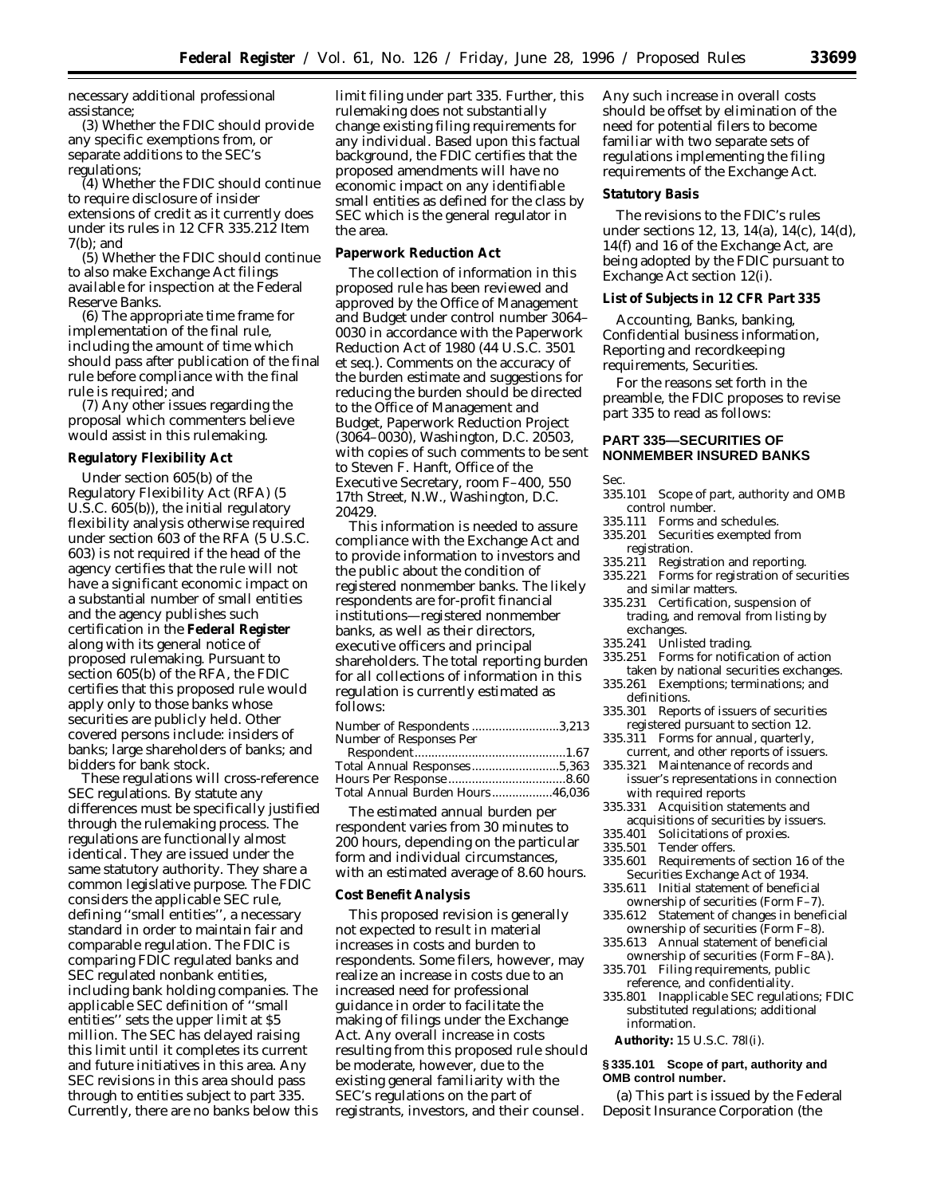necessary additional professional assistance;

(3) Whether the FDIC should provide any specific exemptions from, or separate additions to the SEC's regulations;

(4) Whether the FDIC should continue to require disclosure of insider extensions of credit as it currently does under its rules in 12 CFR 335.212 Item 7(b); and

(5) Whether the FDIC should continue to also make Exchange Act filings available for inspection at the Federal Reserve Banks.

(6) The appropriate time frame for implementation of the final rule, including the amount of time which should pass after publication of the final rule before compliance with the final rule is required; and

(7) Any other issues regarding the proposal which commenters believe would assist in this rulemaking.

**Regulatory Flexibility Act**

Under section 605(b) of the Regulatory Flexibility Act (RFA) (5 U.S.C. 605(b)), the initial regulatory flexibility analysis otherwise required under section 603 of the RFA (5 U.S.C. 603) is not required if the head of the agency certifies that the rule will not have a significant economic impact on a substantial number of small entities and the agency publishes such certification in the **Federal Register** along with its general notice of proposed rulemaking. Pursuant to section 605(b) of the RFA, the FDIC certifies that this proposed rule would apply only to those banks whose securities are publicly held. Other covered persons include: insiders of banks; large shareholders of banks; and bidders for bank stock.

These regulations will cross-reference SEC regulations. By statute any differences must be specifically justified through the rulemaking process. The regulations are functionally almost identical. They are issued under the same statutory authority. They share a common legislative purpose. The FDIC considers the applicable SEC rule, defining ''small entities'', a necessary standard in order to maintain fair and comparable regulation. The FDIC is comparing FDIC regulated banks and SEC regulated nonbank entities, including bank holding companies. The applicable SEC definition of ''small entities'' sets the upper limit at $5 million. The SEC has delayed raising this limit until it completes its current and future initiatives in this area. Any SEC revisions in this area should pass through to entities subject to part 335. Currently, there are no banks below this limit filing under part 335. Further, this rulemaking does not substantially change existing filing requirements for any individual. Based upon this factual background, the FDIC certifies that the proposed amendments will have no economic impact on any identifiable small entities as defined for the class by SEC which is the general regulator in the area.

**Paperwork Reduction Act**

The collection of information in this proposed rule has been reviewed and approved by the Office of Management and Budget under control number 3064–0030 in accordance with the Paperwork Reduction Act of 1980 (44 U.S.C. 3501 et seq.). Comments on the accuracy of the burden estimate and suggestions for reducing the burden should be directed to the Office of Management and Budget, Paperwork Reduction Project (3064–0030), Washington, D.C. 20503, with copies of such comments to be sent to Steven F. Hanft, Office of the Executive Secretary, room F–400, 550 17th Street, N.W., Washington, D.C. 20429.

This information is needed to assure compliance with the Exchange Act and to provide information to investors and the public about the condition of registered nonmember banks. The likely respondents are for-profit financial institutions—registered nonmember banks, as well as their directors, executive officers and principal shareholders. The total reporting burden for all collections of information in this regulation is currently estimated as follows:

Number of Respondents .......................... 3,213
Number of Responses Per Respondent .......................................... 1.67
Total Annual Responses .......................... 5,363
Hours Per Response .................................. 8.60
Total Annual Burden Hours ................. 46,036

The estimated annual burden per respondent varies from 30 minutes to 200 hours, depending on the particular form and individual circumstances, with an estimated average of 8.60 hours.

**Cost Benefit Analysis**

This proposed revision is generally not expected to result in material increases in costs and burden to respondents. Some filers, however, may realize an increase in costs due to an increased need for professional guidance in order to facilitate the making of filings under the Exchange Act. Any overall increase in costs resulting from this proposed rule should be moderate, however, due to the existing general familiarity with the SEC's regulations on the part of registrants, investors, and their counsel. Any such increase in overall costs should be offset by elimination of the need for potential filers to become familiar with two separate sets of regulations implementing the filing requirements of the Exchange Act.

**Statutory Basis**

The revisions to the FDIC's rules under sections 12, 13, 14(a), 14(c), 14(d), 14(f) and 16 of the Exchange Act, are being adopted by the FDIC pursuant to Exchange Act section 12(i).

**List of Subjects in 12 CFR Part 335**

Accounting, Banks, banking, Confidential business information, Reporting and recordkeeping requirements, Securities.

For the reasons set forth in the preamble, the FDIC proposes to revise part 335 to read as follows:

## PART 335—SECURITIES OF NONMEMBER INSURED BANKS

Sec.
335.101 Scope of part, authority and OMB control number.
335.111 Forms and schedules.
335.201 Securities exempted from registration.
335.211 Registration and reporting.
335.221 Forms for registration of securities and similar matters.
335.231 Certification, suspension of trading, and removal from listing by exchanges.
335.241 Unlisted trading.
335.251 Forms for notification of action taken by national securities exchanges.
335.261 Exemptions; terminations; and definitions.
335.301 Reports of issuers of securities registered pursuant to section 12.
335.311 Forms for annual, quarterly, current, and other reports of issuers.
335.321 Maintenance of records and issuer's representations in connection with required reports
335.331 Acquisition statements and acquisitions of securities by issuers.
335.401 Solicitations of proxies.
335.501 Tender offers.
335.601 Requirements of section 16 of the Securities Exchange Act of 1934.
335.611 Initial statement of beneficial ownership of securities (Form F–7).
335.612 Statement of changes in beneficial ownership of securities (Form F–8).
335.613 Annual statement of beneficial ownership of securities (Form F–8A).
335.701 Filing requirements, public reference, and confidentiality.
335.801 Inapplicable SEC regulations; FDIC substituted regulations; additional information.

**Authority:** 15 U.S.C. 78*l*(i).

**§ 335.101 Scope of part, authority and OMB control number.**

(a) This part is issued by the Federal Deposit Insurance Corporation (the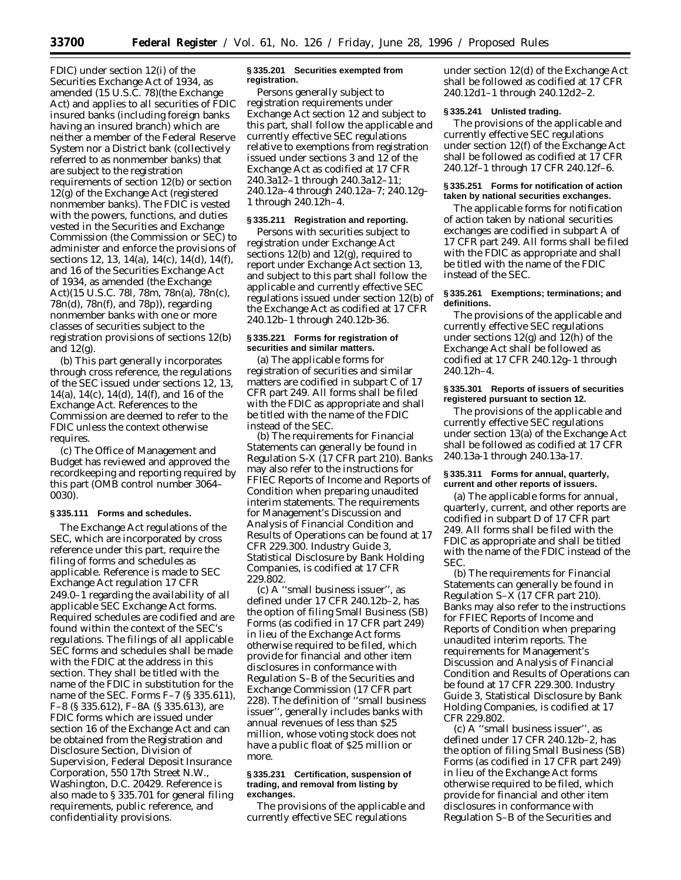FDIC) under section 12(i) of the Securities Exchange Act of 1934, as amended (15 U.S.C. 78)(the Exchange Act) and applies to all securities of FDIC insured banks (including foreign banks having an insured branch) which are neither a member of the Federal Reserve System nor a District bank (collectively referred to as nonmember banks) that are subject to the registration requirements of section 12(b) or section 12(g) of the Exchange Act (registered nonmember banks). The FDIC is vested with the powers, functions, and duties vested in the Securities and Exchange Commission (the Commission or SEC) to administer and enforce the provisions of sections 12, 13, 14(a), 14(c), 14(d), 14(f), and 16 of the Securities Exchange Act of 1934, as amended (the Exchange Act)(15 U.S.C. 78l, 78m, 78n(a), 78n(c), 78n(d), 78n(f), and 78p)), regarding nonmember banks with one or more classes of securities subject to the registration provisions of sections 12(b) and 12(g).

(b) This part generally incorporates through cross reference, the regulations of the SEC issued under sections 12, 13, 14(a), 14(c), 14(d), 14(f), and 16 of the Exchange Act. References to the Commission are deemed to refer to the FDIC unless the context otherwise requires.

(c) The Office of Management and Budget has reviewed and approved the recordkeeping and reporting required by this part (OMB control number 3064–0030).

**§ 335.111 Forms and schedules.**

The Exchange Act regulations of the SEC, which are incorporated by cross reference under this part, require the filing of forms and schedules as applicable. Reference is made to SEC Exchange Act regulation 17 CFR 249.0–1 regarding the availability of all applicable SEC Exchange Act forms. Required schedules are codified and are found within the context of the SEC's regulations. The filings of all applicable SEC forms and schedules shall be made with the FDIC at the address in this section. They shall be titled with the name of the FDIC in substitution for the name of the SEC. Forms F–7 (§ 335.611), F–8 (§ 335.612), F–8A (§ 335.613), are FDIC forms which are issued under section 16 of the Exchange Act and can be obtained from the Registration and Disclosure Section, Division of Supervision, Federal Deposit Insurance Corporation, 550 17th Street N.W., Washington, D.C. 20429. Reference is also made to § 335.701 for general filing requirements, public reference, and confidentiality provisions.

**§ 335.201 Securities exempted from registration.**

Persons generally subject to registration requirements under Exchange Act section 12 and subject to this part, shall follow the applicable and currently effective SEC regulations relative to exemptions from registration issued under sections 3 and 12 of the Exchange Act as codified at 17 CFR 240.3a12–1 through 240.3a12–11; 240.12a–4 through 240.12a–7; 240.12g–1 through 240.12h–4.

**§ 335.211 Registration and reporting.**

Persons with securities subject to registration under Exchange Act sections 12(b) and 12(g), required to report under Exchange Act section 13, and subject to this part shall follow the applicable and currently effective SEC regulations issued under section 12(b) of the Exchange Act as codified at 17 CFR 240.12b–1 through 240.12b-36.

**§ 335.221 Forms for registration of securities and similar matters.**

(a) The applicable forms for registration of securities and similar matters are codified in subpart C of 17 CFR part 249. All forms shall be filed with the FDIC as appropriate and shall be titled with the name of the FDIC instead of the SEC.

(b) The requirements for Financial Statements can generally be found in Regulation S-X (17 CFR part 210). Banks may also refer to the instructions for FFIEC Reports of Income and Reports of Condition when preparing unaudited interim statements. The requirements for Management's Discussion and Analysis of Financial Condition and Results of Operations can be found at 17 CFR 229.300. Industry Guide 3, Statistical Disclosure by Bank Holding Companies, is codified at 17 CFR 229.802.

(c) A ''small business issuer'', as defined under 17 CFR 240.12b–2, has the option of filing Small Business (SB) Forms (as codified in 17 CFR part 249) in lieu of the Exchange Act forms otherwise required to be filed, which provide for financial and other item disclosures in conformance with Regulation S–B of the Securities and Exchange Commission (17 CFR part 228). The definition of ''small business issuer'', generally includes banks with annual revenues of less than $25 million, whose voting stock does not have a public float of $25 million or more.

**§ 335.231 Certification, suspension of trading, and removal from listing by exchanges.**

The provisions of the applicable and currently effective SEC regulations under section 12(d) of the Exchange Act shall be followed as codified at 17 CFR 240.12d1–1 through 240.12d2–2.

**§ 335.241 Unlisted trading.**

The provisions of the applicable and currently effective SEC regulations under section 12(f) of the Exchange Act shall be followed as codified at 17 CFR 240.12f–1 through 17 CFR 240.12f–6.

**§ 335.251 Forms for notification of action taken by national securities exchanges.**

The applicable forms for notification of action taken by national securities exchanges are codified in subpart A of 17 CFR part 249. All forms shall be filed with the FDIC as appropriate and shall be titled with the name of the FDIC instead of the SEC.

**§ 335.261 Exemptions; terminations; and definitions.**

The provisions of the applicable and currently effective SEC regulations under sections 12(g) and 12(h) of the Exchange Act shall be followed as codified at 17 CFR 240.12g–1 through 240.12h–4.

**§ 335.301 Reports of issuers of securities registered pursuant to section 12.**

The provisions of the applicable and currently effective SEC regulations under section 13(a) of the Exchange Act shall be followed as codified at 17 CFR 240.13a-1 through 240.13a-17.

**§ 335.311 Forms for annual, quarterly, current and other reports of issuers.**

(a) The applicable forms for annual, quarterly, current, and other reports are codified in subpart D of 17 CFR part 249. All forms shall be filed with the FDIC as appropriate and shall be titled with the name of the FDIC instead of the SEC.

(b) The requirements for Financial Statements can generally be found in Regulation S–X (17 CFR part 210). Banks may also refer to the instructions for FFIEC Reports of Income and Reports of Condition when preparing unaudited interim reports. The requirements for Management's Discussion and Analysis of Financial Condition and Results of Operations can be found at 17 CFR 229.300. Industry Guide 3, Statistical Disclosure by Bank Holding Companies, is codified at 17 CFR 229.802.

(c) A ''small business issuer'', as defined under 17 CFR 240.12b–2, has the option of filing Small Business (SB) Forms (as codified in 17 CFR part 249) in lieu of the Exchange Act forms otherwise required to be filed, which provide for financial and other item disclosures in conformance with Regulation S–B of the Securities and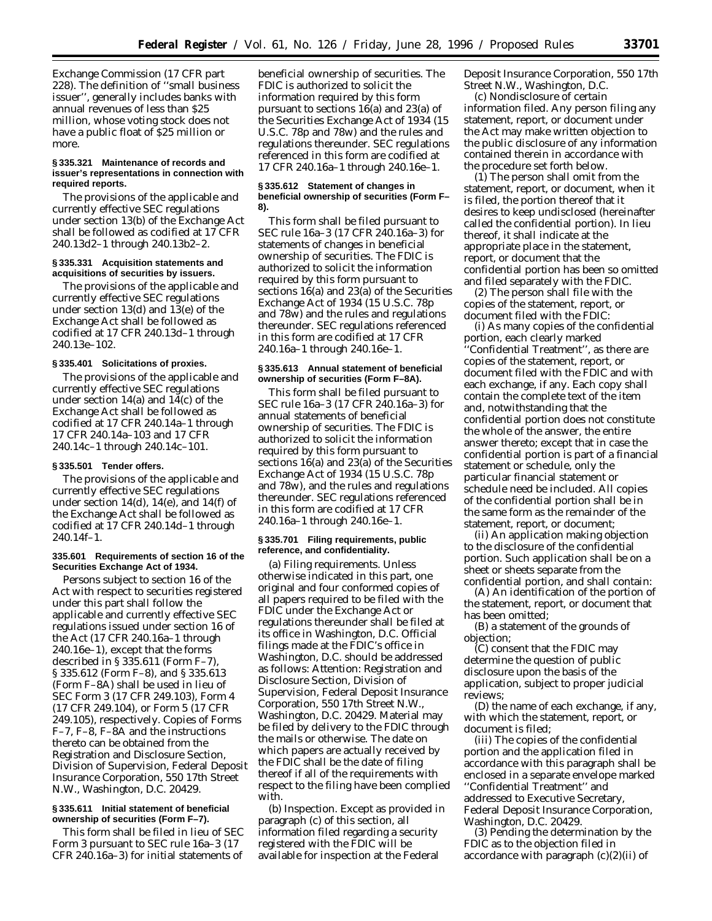Exchange Commission (17 CFR part 228). The definition of ''small business issuer'', generally includes banks with annual revenues of less than $25 million, whose voting stock does not have a public float of $25 million or more.

**§ 335.321 Maintenance of records and issuer's representations in connection with required reports.**

The provisions of the applicable and currently effective SEC regulations under section 13(b) of the Exchange Act shall be followed as codified at 17 CFR 240.13d2–1 through 240.13b2–2.

**§ 335.331 Acquisition statements and acquisitions of securities by issuers.**

The provisions of the applicable and currently effective SEC regulations under section 13(d) and 13(e) of the Exchange Act shall be followed as codified at 17 CFR 240.13d–1 through 240.13e–102.

**§ 335.401 Solicitations of proxies.**

The provisions of the applicable and currently effective SEC regulations under section 14(a) and 14(c) of the Exchange Act shall be followed as codified at 17 CFR 240.14a–1 through 17 CFR 240.14a–103 and 17 CFR 240.14c–1 through 240.14c–101.

**§ 335.501 Tender offers.**

The provisions of the applicable and currently effective SEC regulations under section 14(d), 14(e), and 14(f) of the Exchange Act shall be followed as codified at 17 CFR 240.14d–1 through 240.14f–1.

**335.601 Requirements of section 16 of the Securities Exchange Act of 1934.**

Persons subject to section 16 of the Act with respect to securities registered under this part shall follow the applicable and currently effective SEC regulations issued under section 16 of the Act (17 CFR 240.16a–1 through 240.16e–1), except that the forms described in § 335.611 (Form F–7), § 335.612 (Form F–8), and § 335.613 (Form F–8A) shall be used in lieu of SEC Form 3 (17 CFR 249.103), Form 4 (17 CFR 249.104), or Form 5 (17 CFR 249.105), respectively. Copies of Forms F–7, F–8, F–8A and the instructions thereto can be obtained from the Registration and Disclosure Section, Division of Supervision, Federal Deposit Insurance Corporation, 550 17th Street N.W., Washington, D.C. 20429.

**§ 335.611 Initial statement of beneficial ownership of securities (Form F–7).**

This form shall be filed in lieu of SEC Form 3 pursuant to SEC rule 16a–3 (17 CFR 240.16a–3) for initial statements of beneficial ownership of securities. The FDIC is authorized to solicit the information required by this form pursuant to sections 16(a) and 23(a) of the Securities Exchange Act of 1934 (15 U.S.C. 78p and 78w) and the rules and regulations thereunder. SEC regulations referenced in this form are codified at 17 CFR 240.16a–1 through 240.16e–1.

**§ 335.612 Statement of changes in beneficial ownership of securities (Form F–8).**

This form shall be filed pursuant to SEC rule 16a–3 (17 CFR 240.16a–3) for statements of changes in beneficial ownership of securities. The FDIC is authorized to solicit the information required by this form pursuant to sections 16(a) and 23(a) of the Securities Exchange Act of 1934 (15 U.S.C. 78p and 78w) and the rules and regulations thereunder. SEC regulations referenced in this form are codified at 17 CFR 240.16a–1 through 240.16e–1.

**§ 335.613 Annual statement of beneficial ownership of securities (Form F–8A).**

This form shall be filed pursuant to SEC rule 16a–3 (17 CFR 240.16a–3) for annual statements of beneficial ownership of securities. The FDIC is authorized to solicit the information required by this form pursuant to sections 16(a) and 23(a) of the Securities Exchange Act of 1934 (15 U.S.C. 78p and 78w), and the rules and regulations thereunder. SEC regulations referenced in this form are codified at 17 CFR 240.16a–1 through 240.16e–1.

**§ 335.701 Filing requirements, public reference, and confidentiality.**

(a) *Filing requirements.* Unless otherwise indicated in this part, one original and four conformed copies of all papers required to be filed with the FDIC under the Exchange Act or regulations thereunder shall be filed at its office in Washington, D.C. Official filings made at the FDIC's office in Washington, D.C. should be addressed as follows: Attention: Registration and Disclosure Section, Division of Supervision, Federal Deposit Insurance Corporation, 550 17th Street N.W., Washington, D.C. 20429. Material may be filed by delivery to the FDIC through the mails or otherwise. The date on which papers are actually received by the FDIC shall be the date of filing thereof if all of the requirements with respect to the filing have been complied with.

(b) *Inspection.* Except as provided in paragraph (c) of this section, all information filed regarding a security registered with the FDIC will be available for inspection at the Federal Deposit Insurance Corporation, 550 17th Street N.W., Washington, D.C.

(c) *Nondisclosure of certain information filed.* Any person filing any statement, report, or document under the Act may make written objection to the public disclosure of any information contained therein in accordance with the procedure set forth below.

(1) The person shall omit from the statement, report, or document, when it is filed, the portion thereof that it desires to keep undisclosed (hereinafter called the confidential portion). In lieu thereof, it shall indicate at the appropriate place in the statement, report, or document that the confidential portion has been so omitted and filed separately with the FDIC.

(2) The person shall file with the copies of the statement, report, or document filed with the FDIC:

(i) As many copies of the confidential portion, each clearly marked ''Confidential Treatment'', as there are copies of the statement, report, or document filed with the FDIC and with each exchange, if any. Each copy shall contain the complete text of the item and, notwithstanding that the confidential portion does not constitute the whole of the answer, the entire answer thereto; except that in case the confidential portion is part of a financial statement or schedule, only the particular financial statement or schedule need be included. All copies of the confidential portion shall be in the same form as the remainder of the statement, report, or document;

(ii) An application making objection to the disclosure of the confidential portion. Such application shall be on a sheet or sheets separate from the confidential portion, and shall contain:

(A) An identification of the portion of the statement, report, or document that has been omitted;

(B) a statement of the grounds of objection;

(C) consent that the FDIC may determine the question of public disclosure upon the basis of the application, subject to proper judicial reviews;

(D) the name of each exchange, if any, with which the statement, report, or document is filed;

(iii) The copies of the confidential portion and the application filed in accordance with this paragraph shall be enclosed in a separate envelope marked ''Confidential Treatment'' and addressed to Executive Secretary, Federal Deposit Insurance Corporation, Washington, D.C. 20429.

(3) Pending the determination by the FDIC as to the objection filed in accordance with paragraph (c)(2)(ii) of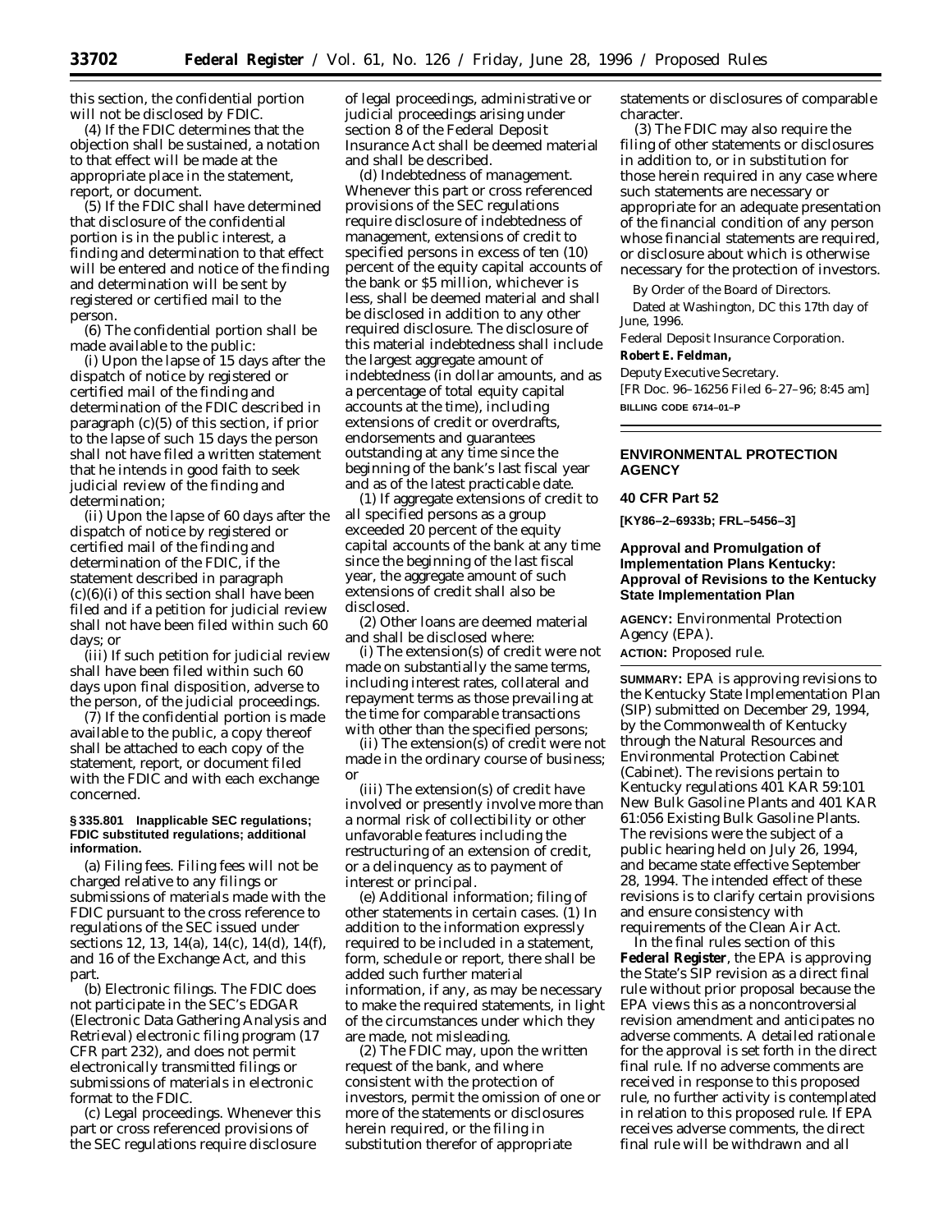this section, the confidential portion will not be disclosed by FDIC.

(4) If the FDIC determines that the objection shall be sustained, a notation to that effect will be made at the appropriate place in the statement, report, or document.

(5) If the FDIC shall have determined that disclosure of the confidential portion is in the public interest, a finding and determination to that effect will be entered and notice of the finding and determination will be sent by registered or certified mail to the person.

(6) The confidential portion shall be made available to the public:

(i) Upon the lapse of 15 days after the dispatch of notice by registered or certified mail of the finding and determination of the FDIC described in paragraph (c)(5) of this section, if prior to the lapse of such 15 days the person shall not have filed a written statement that he intends in good faith to seek judicial review of the finding and determination;

(ii) Upon the lapse of 60 days after the dispatch of notice by registered or certified mail of the finding and determination of the FDIC, if the statement described in paragraph (c)(6)(i) of this section shall have been filed and if a petition for judicial review shall not have been filed within such 60 days; or

(iii) If such petition for judicial review shall have been filed within such 60 days upon final disposition, adverse to the person, of the judicial proceedings.

(7) If the confidential portion is made available to the public, a copy thereof shall be attached to each copy of the statement, report, or document filed with the FDIC and with each exchange concerned.

### § 335.801 Inapplicable SEC regulations; FDIC substituted regulations; additional information.

(a) *Filing fees.* Filing fees will not be charged relative to any filings or submissions of materials made with the FDIC pursuant to the cross reference to regulations of the SEC issued under sections 12, 13, 14(a), 14(c), 14(d), 14(f), and 16 of the Exchange Act, and this part.

(b) *Electronic filings.* The FDIC does not participate in the SEC's EDGAR (Electronic Data Gathering Analysis and Retrieval) electronic filing program (17 CFR part 232), and does not permit electronically transmitted filings or submissions of materials in electronic format to the FDIC.

(c) *Legal proceedings.* Whenever this part or cross referenced provisions of the SEC regulations require disclosure of legal proceedings, administrative or judicial proceedings arising under section 8 of the Federal Deposit Insurance Act shall be deemed material and shall be described.

(d) *Indebtedness of management.* Whenever this part or cross referenced provisions of the SEC regulations require disclosure of indebtedness of management, extensions of credit to specified persons in excess of ten (10) percent of the equity capital accounts of the bank or $5 million, whichever is less, shall be deemed material and shall be disclosed in addition to any other required disclosure. The disclosure of this material indebtedness shall include the largest aggregate amount of indebtedness (in dollar amounts, and as a percentage of total equity capital accounts at the time), including extensions of credit or overdrafts, endorsements and guarantees outstanding at any time since the beginning of the bank's last fiscal year and as of the latest practicable date.

(1) If aggregate extensions of credit to all specified persons as a group exceeded 20 percent of the equity capital accounts of the bank at any time since the beginning of the last fiscal year, the aggregate amount of such extensions of credit shall also be disclosed.

(2) Other loans are deemed material and shall be disclosed where:

(i) The extension(s) of credit were not made on substantially the same terms, including interest rates, collateral and repayment terms as those prevailing at the time for comparable transactions with other than the specified persons;

(ii) The extension(s) of credit were not made in the ordinary course of business; or

(iii) The extension(s) of credit have involved or presently involve more than a normal risk of collectibility or other unfavorable features including the restructuring of an extension of credit, or a delinquency as to payment of interest or principal.

(e) *Additional information; filing of other statements in certain cases.* (1) In addition to the information expressly required to be included in a statement, form, schedule or report, there shall be added such further material information, if any, as may be necessary to make the required statements, in light of the circumstances under which they are made, not misleading.

(2) The FDIC may, upon the written request of the bank, and where consistent with the protection of investors, permit the omission of one or more of the statements or disclosures herein required, or the filing in substitution therefor of appropriate statements or disclosures of comparable character.

(3) The FDIC may also require the filing of other statements or disclosures in addition to, or in substitution for those herein required in any case where such statements are necessary or appropriate for an adequate presentation of the financial condition of any person whose financial statements are required, or disclosure about which is otherwise necessary for the protection of investors.

By Order of the Board of Directors.

Dated at Washington, DC this 17th day of June, 1996.

Federal Deposit Insurance Corporation.

**Robert E. Feldman,**

*Deputy Executive Secretary.*

[FR Doc. 96–16256 Filed 6–27–96; 8:45 am]

**BILLING CODE 6714–01–P**

---

## ENVIRONMENTAL PROTECTION AGENCY

### 40 CFR Part 52

**[KY86–2–6933b; FRL–5456–3]**

### Approval and Promulgation of Implementation Plans Kentucky: Approval of Revisions to the Kentucky State Implementation Plan

**AGENCY:** Environmental Protection Agency (EPA).

**ACTION:** Proposed rule.

**SUMMARY:** EPA is approving revisions to the Kentucky State Implementation Plan (SIP) submitted on December 29, 1994, by the Commonwealth of Kentucky through the Natural Resources and Environmental Protection Cabinet (Cabinet). The revisions pertain to Kentucky regulations 401 KAR 59:101 New Bulk Gasoline Plants and 401 KAR 61:056 Existing Bulk Gasoline Plants. The revisions were the subject of a public hearing held on July 26, 1994, and became state effective September 28, 1994. The intended effect of these revisions is to clarify certain provisions and ensure consistency with requirements of the Clean Air Act.

In the final rules section of this **Federal Register**, the EPA is approving the State's SIP revision as a direct final rule without prior proposal because the EPA views this as a noncontroversial revision amendment and anticipates no adverse comments. A detailed rationale for the approval is set forth in the direct final rule. If no adverse comments are received in response to this proposed rule, no further activity is contemplated in relation to this proposed rule. If EPA receives adverse comments, the direct final rule will be withdrawn and all